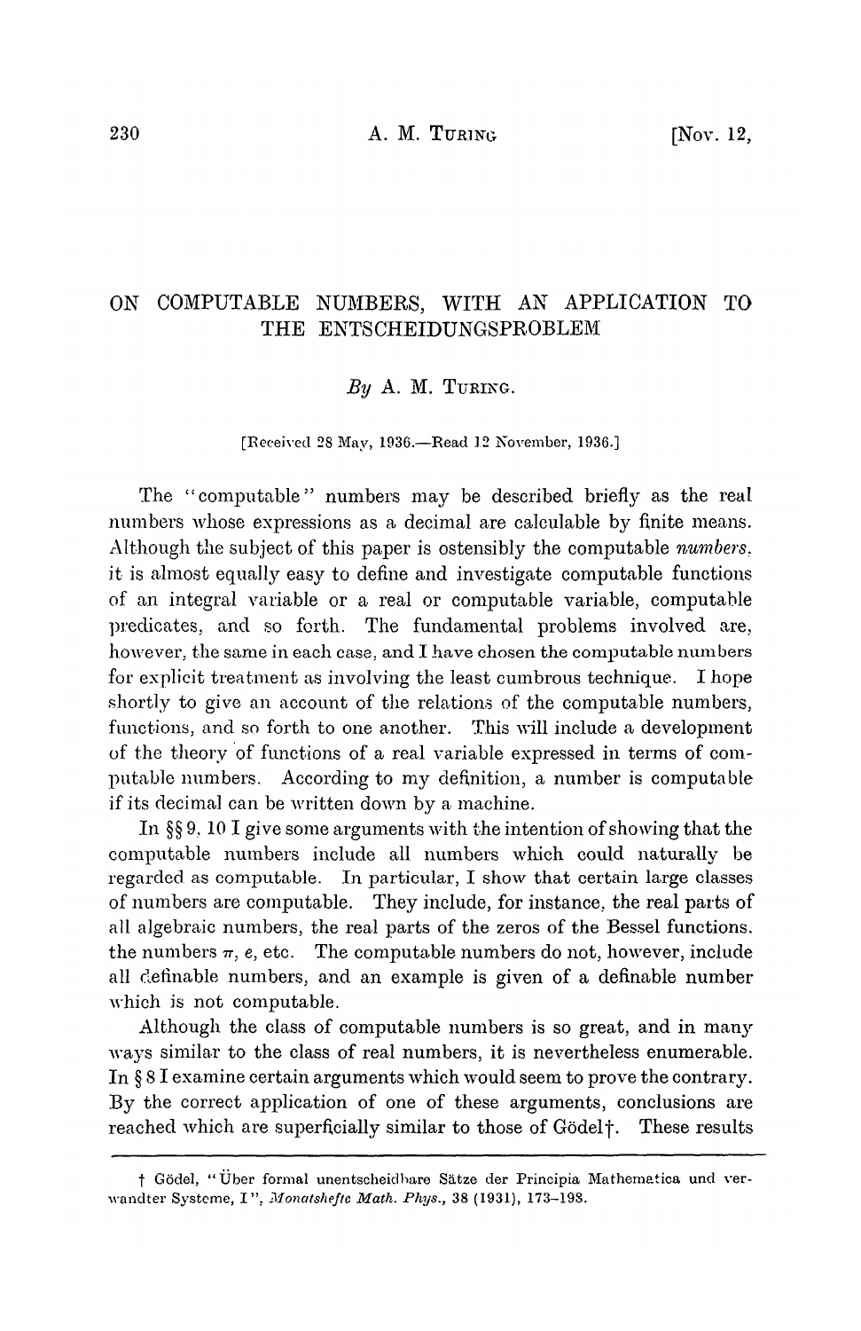# ON COMPUTABLE NUMBERS, WITH AN APPLICATION TO THE ENTSCHEIDUNGSPROBLEM

*By* A. M. Turing.

[Received 28 May, 1936.—Read 12 November, 1936.]

The "computable" numbers may be described briefly as the real numbers whose expressions as a decimal are calculable by finite means. Although the subject of this paper is ostensibly the computable *numbers*, it is almost equally easy to define and investigate computable functions of an integral variable or a real or computable variable, computable predicates, and so forth. The fundamental problems involved are, however, the same in each case, and I have chosen the computable numbers for explicit treatment as involving the least cumbrous technique. I hope shortly to give an account of the relations of the computable numbers, functions, and so forth to one another. This will include a development of the theory of functions of a real variable expressed in terms of computable numbers. According to my definition, a number is computable if its decimal can be written down by a machine.

In §§ 9, 10 I give some arguments with the intention of showing that the computable numbers include all numbers which could naturally be regarded as computable. In particular, I show that certain large classes of numbers are computable. They include, for instance, the real parts of all algebraic numbers, the real parts of the zeros of the Bessel functions, the numbers $\pi$, $e$, etc. The computable numbers do not, however, include all definable numbers, and an example is given of a definable number which is not computable.

Although the class of computable numbers is so great, and in many ways similar to the class of real numbers, it is nevertheless enumerable. In § 8 I examine certain arguments which would seem to prove the contrary. By the correct application of one of these arguments, conclusions are reached which are superficially similar to those of Gödel†. These results

† Gödel, "Über formal unentscheidbare Sätze der Principia Mathematica und verwandter Systeme, I", *Monatshefte Math. Phys.*, 38 (1931), 173–198.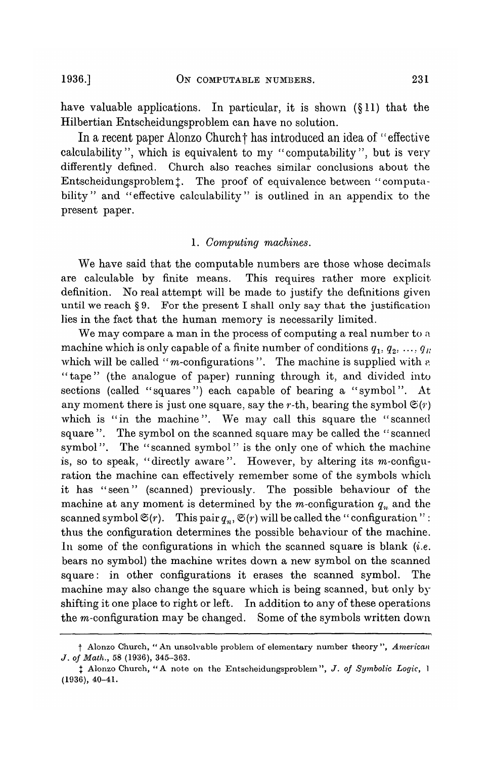have valuable applications. In particular, it is shown (§ 11) that the Hilbertian Entscheidungsproblem can have no solution.

In a recent paper Alonzo Church† has introduced an idea of "effective calculability", which is equivalent to my "computability", but is very differently defined. Church also reaches similar conclusions about the Entscheidungsproblem‡. The proof of equivalence between "computability" and "effective calculability" is outlined in an appendix to the present paper.

## 1. *Computing machines.*

We have said that the computable numbers are those whose decimals are calculable by finite means. This requires rather more explicit definition. No real attempt will be made to justify the definitions given until we reach § 9. For the present I shall only say that the justification lies in the fact that the human memory is necessarily limited.

We may compare a man in the process of computing a real number to a machine which is only capable of a finite number of conditions $q_1, q_2, \ldots, q_R$ which will be called "$m$-configurations". The machine is supplied with a "tape" (the analogue of paper) running through it, and divided into sections (called "squares") each capable of bearing a "symbol". At any moment there is just one square, say the $r$-th, bearing the symbol $\mathfrak{S}(r)$ which is "in the machine". We may call this square the "scanned square". The symbol on the scanned square may be called the "scanned symbol". The "scanned symbol" is the only one of which the machine is, so to speak, "directly aware". However, by altering its $m$-configuration the machine can effectively remember some of the symbols which it has "seen" (scanned) previously. The possible behaviour of the machine at any moment is determined by the $m$-configuration $q_n$ and the scanned symbol $\mathfrak{S}(r)$. This pair $q_n, \mathfrak{S}(r)$ will be called the "configuration": thus the configuration determines the possible behaviour of the machine. In some of the configurations in which the scanned square is blank (*i.e.* bears no symbol) the machine writes down a new symbol on the scanned square: in other configurations it erases the scanned symbol. The machine may also change the square which is being scanned, but only by shifting it one place to right or left. In addition to any of these operations the $m$-configuration may be changed. Some of the symbols written down

---

† Alonzo Church, "An unsolvable problem of elementary number theory", *American J. of Math.*, 58 (1936), 345–363.

‡ Alonzo Church, "A note on the Entscheidungsproblem", *J. of Symbolic Logic*, 1 (1936), 40–41.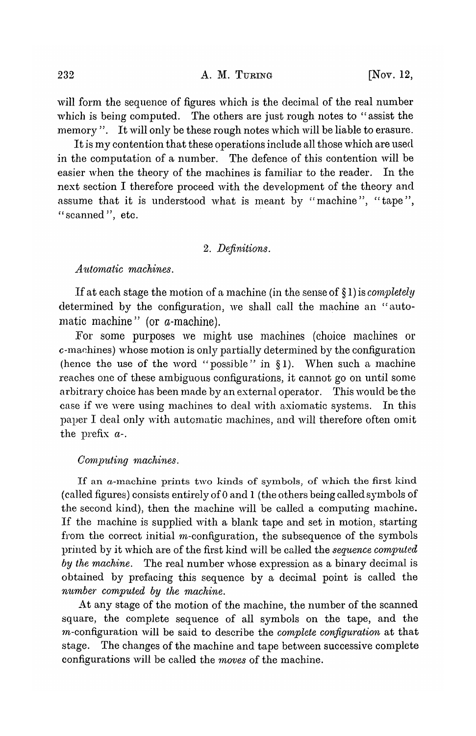will form the sequence of figures which is the decimal of the real number which is being computed. The others are just rough notes to "assist the memory". It will only be these rough notes which will be liable to erasure.

It is my contention that these operations include all those which are used in the computation of a number. The defence of this contention will be easier when the theory of the machines is familiar to the reader. In the next section I therefore proceed with the development of the theory and assume that it is understood what is meant by "machine", "tape", "scanned", etc.

## 2. *Definitions.*

### *Automatic machines.*

If at each stage the motion of a machine (in the sense of § 1) is *completely* determined by the configuration, we shall call the machine an "automatic machine" (or $a$-machine).

For some purposes we might use machines (choice machines or $c$-machines) whose motion is only partially determined by the configuration (hence the use of the word "possible" in § 1). When such a machine reaches one of these ambiguous configurations, it cannot go on until some arbitrary choice has been made by an external operator. This would be the case if we were using machines to deal with axiomatic systems. In this paper I deal only with automatic machines, and will therefore often omit the prefix $a$-.

### *Computing machines.*

If an $a$-machine prints two kinds of symbols, of which the first kind (called figures) consists entirely of 0 and 1 (the others being called symbols of the second kind), then the machine will be called a computing machine. If the machine is supplied with a blank tape and set in motion, starting from the correct initial $m$-configuration, the subsequence of the symbols printed by it which are of the first kind will be called the *sequence computed by the machine*. The real number whose expression as a binary decimal is obtained by prefacing this sequence by a decimal point is called the *number computed by the machine*.

At any stage of the motion of the machine, the number of the scanned square, the complete sequence of all symbols on the tape, and the $m$-configuration will be said to describe the *complete configuration* at that stage. The changes of the machine and tape between successive complete configurations will be called the *moves* of the machine.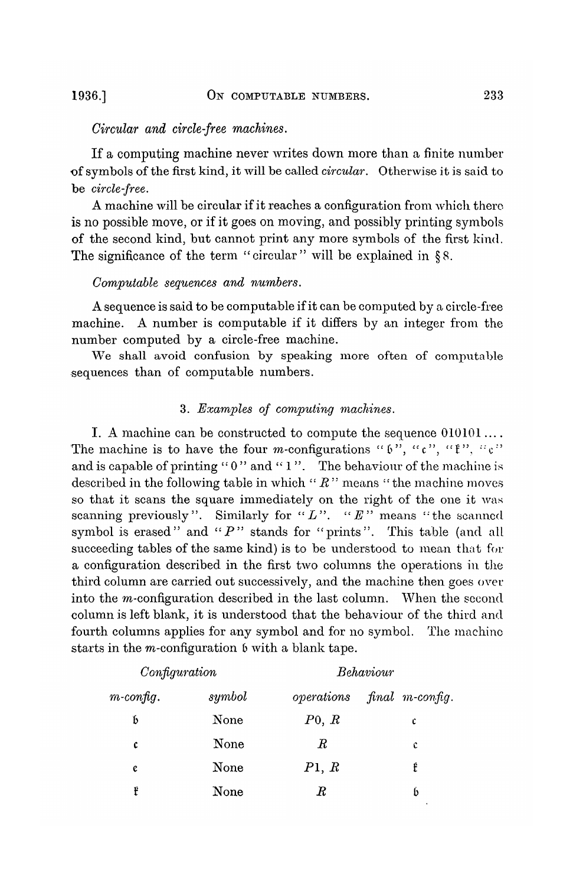*Circular and circle-free machines.*

If a computing machine never writes down more than a finite number of symbols of the first kind, it will be called *circular*. Otherwise it is said to be *circle-free*.

A machine will be circular if it reaches a configuration from which there is no possible move, or if it goes on moving, and possibly printing symbols of the second kind, but cannot print any more symbols of the first kind. The significance of the term "circular" will be explained in §8.

*Computable sequences and numbers.*

A sequence is said to be computable if it can be computed by a circle-free machine. A number is computable if it differs by an integer from the number computed by a circle-free machine.

We shall avoid confusion by speaking more often of computable sequences than of computable numbers.

## 3. *Examples of computing machines.*

I. A machine can be constructed to compute the sequence 010101.... The machine is to have the four $m$-configurations "$\mathfrak{b}$", "$\mathfrak{c}$", "$\mathfrak{k}$", "$\mathfrak{e}$" and is capable of printing "0" and "1". The behaviour of the machine is described in the following table in which "$R$" means "the machine moves so that it scans the square immediately on the right of the one it was scanning previously". Similarly for "$L$". "$E$" means "the scanned symbol is erased" and "$P$" stands for "prints". This table (and all succeeding tables of the same kind) is to be understood to mean that for a configuration described in the first two columns the operations in the third column are carried out successively, and the machine then goes over into the $m$-configuration described in the last column. When the second column is left blank, it is understood that the behaviour of the third and fourth columns applies for any symbol and for no symbol. The machine starts in the $m$-configuration $\mathfrak{b}$ with a blank tape.

| *Configuration* | | *Behaviour* | |
|---|---|---|---|
| *m-config.* | *symbol* | *operations* | *final m-config.* |
| $\mathfrak{b}$ | None | $P0, R$ | $\mathfrak{c}$ |
| $\mathfrak{c}$ | None | $R$ | $\mathfrak{e}$ |
| $\mathfrak{e}$ | None | $P1, R$ | $\mathfrak{k}$ |
| $\mathfrak{k}$ | None | $R$ | $\mathfrak{b}$ |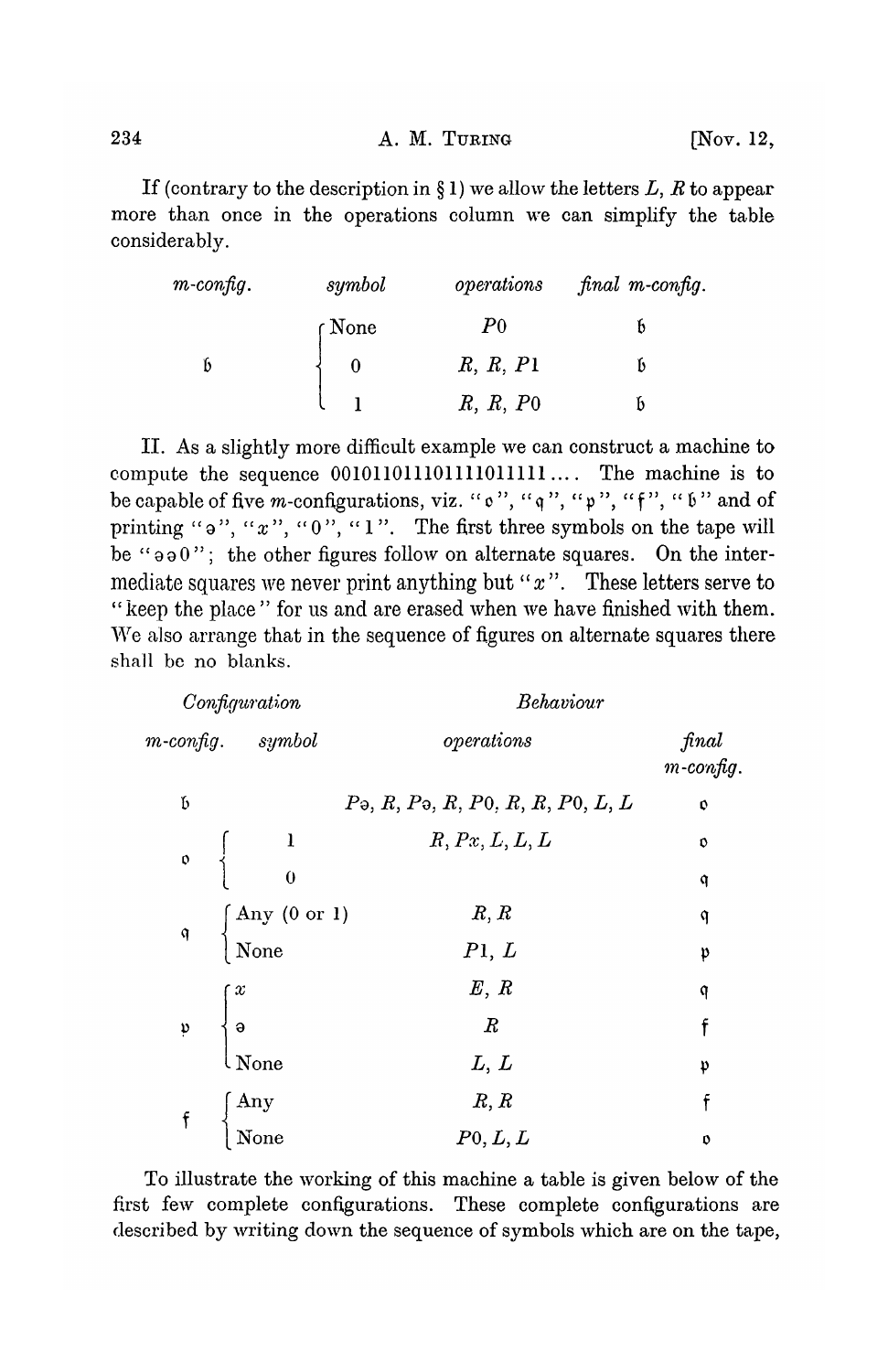If (contrary to the description in § 1) we allow the letters $L$, $R$ to appear more than once in the operations column we can simplify the table considerably.

| *m-config.* | *symbol* | *operations* | *final m-config.* |
|---|---|---|---|
| | None | $P0$ | $\mathfrak{b}$ |
| $\mathfrak{b}$ | 0 | $R, R, P1$ | $\mathfrak{b}$ |
| | 1 | $R, R, P0$ | $\mathfrak{b}$ |

II. As a slightly more difficult example we can construct a machine to compute the sequence 001011011101111011111.... The machine is to be capable of five *m*-configurations, viz. "$\mathfrak{o}$", "$\mathfrak{q}$", "$\mathfrak{p}$", "$\mathfrak{f}$", "$\mathfrak{b}$" and of printing "ə", "$x$", "0", "1". The first three symbols on the tape will be "əə0"; the other figures follow on alternate squares. On the intermediate squares we never print anything but "$x$". These letters serve to "keep the place" for us and are erased when we have finished with them. We also arrange that in the sequence of figures on alternate squares there shall be no blanks.

| *Configuration* | | *Behaviour* | |
|---|---|---|---|
| *m-config.* | *symbol* | *operations* | *final m-config.* |
| $\mathfrak{b}$ | | $P$ə, $R$, $P$ə, $R$, $P0$, $R$, $R$, $P0$, $L$, $L$ | $\mathfrak{o}$ |
| $\mathfrak{o}$ | 1 | $R$, $Px$, $L$, $L$, $L$ | $\mathfrak{o}$ |
| | 0 | | $\mathfrak{q}$ |
| $\mathfrak{q}$ | Any (0 or 1) | $R$, $R$ | $\mathfrak{q}$ |
| | None | $P1$, $L$ | $\mathfrak{p}$ |
| $\mathfrak{p}$ | $x$ | $E$, $R$ | $\mathfrak{q}$ |
| | ə | $R$ | $\mathfrak{f}$ |
| | None | $L$, $L$ | $\mathfrak{p}$ |
| $\mathfrak{f}$ | Any | $R$, $R$ | $\mathfrak{f}$ |
| | None | $P0$, $L$, $L$ | $\mathfrak{o}$ |

To illustrate the working of this machine a table is given below of the first few complete configurations. These complete configurations are described by writing down the sequence of symbols which are on the tape,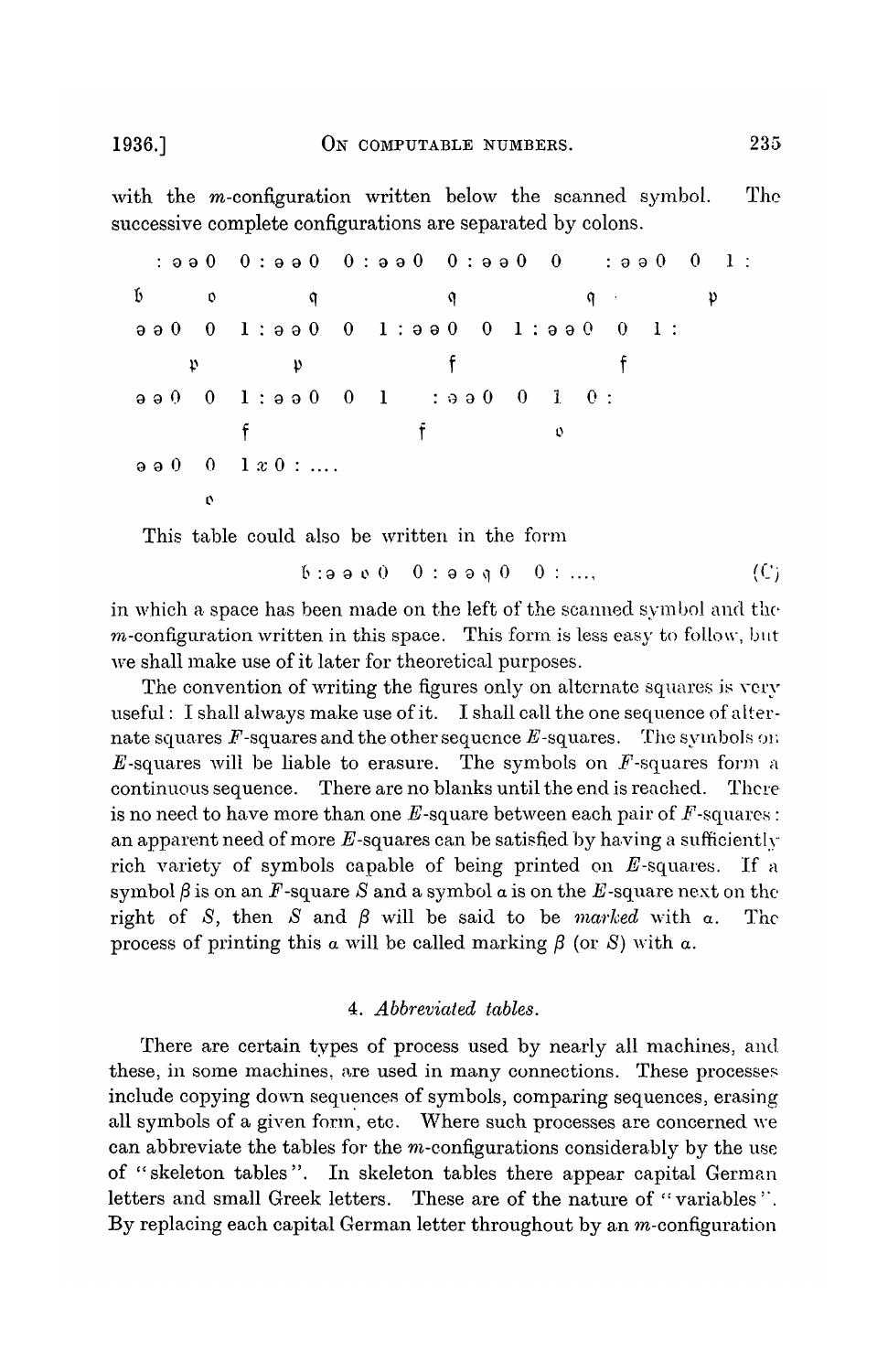with the $m$-configuration written below the scanned symbol. The successive complete configurations are separated by colons.

```
 : ə ə 0   0 : ə ə 0   0 : ə ə 0   0 : ə ə 0   0     : ə ə 0   0   1 :
b      o          q               q              q             p
ə ə 0   0   1 : ə ə 0   0   1 : ə ə 0   0   1 : ə ə 0   0   1 :
      p         p               f               f
ə ə 0   0   1 : ə ə 0   0   1     : ə ə 0   0   1   0 :
          f               f             o
ə ə 0   0   1 x 0 : ....
        o
```

This table could also be written in the form

$$b : ə\ ə\ o\ 0 \quad 0 : ə\ ə\ q\ 0 \quad 0 : \ldots, \tag{C}$$

in which a space has been made on the left of the scanned symbol and the $m$-configuration written in this space. This form is less easy to follow, but we shall make use of it later for theoretical purposes.

The convention of writing the figures only on alternate squares is very useful: I shall always make use of it. I shall call the one sequence of alternate squares $F$-squares and the other sequence $E$-squares. The symbols on $E$-squares will be liable to erasure. The symbols on $F$-squares form a continuous sequence. There are no blanks until the end is reached. There is no need to have more than one $E$-square between each pair of $F$-squares: an apparent need of more $E$-squares can be satisfied by having a sufficiently rich variety of symbols capable of being printed on $E$-squares. If a symbol $\beta$ is on an $F$-square $S$ and a symbol $\alpha$ is on the $E$-square next on the right of $S$, then $S$ and $\beta$ will be said to be *marked* with $\alpha$. The process of printing this $\alpha$ will be called marking $\beta$ (or $S$) with $\alpha$.

## 4. *Abbreviated tables.*

There are certain types of process used by nearly all machines, and these, in some machines, are used in many connections. These processes include copying down sequences of symbols, comparing sequences, erasing all symbols of a given form, etc. Where such processes are concerned we can abbreviate the tables for the $m$-configurations considerably by the use of "skeleton tables". In skeleton tables there appear capital German letters and small Greek letters. These are of the nature of "variables". By replacing each capital German letter throughout by an $m$-configuration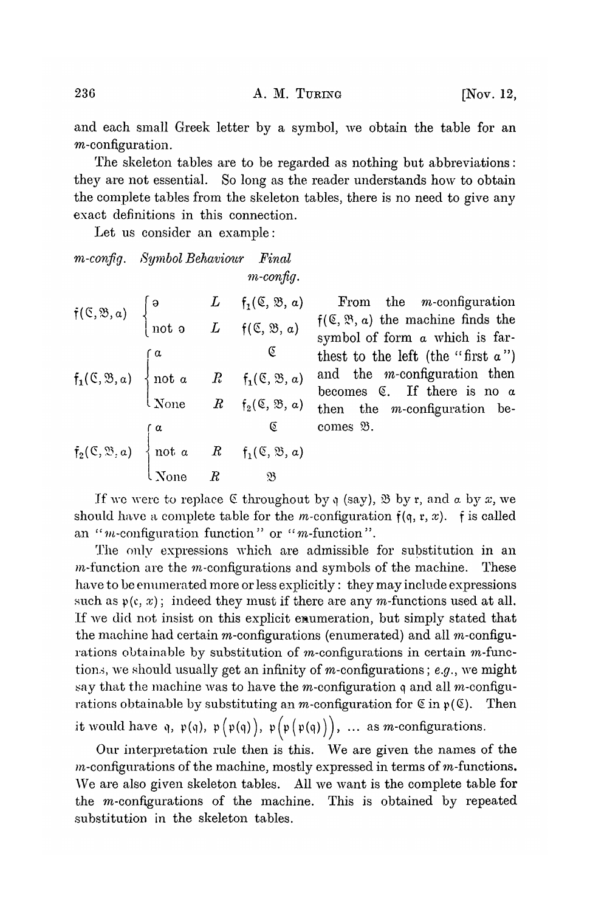and each small Greek letter by a symbol, we obtain the table for an $m$-configuration.

The skeleton tables are to be regarded as nothing but abbreviations: they are not essential. So long as the reader understands how to obtain the complete tables from the skeleton tables, there is no need to give any exact definitions in this connection.

Let us consider an example:

| *m-config.* | *Symbol* | *Behaviour* | *Final m-config.* |
|---|---|---|---|
| $\mathfrak{f}(\mathfrak{C}, \mathfrak{B}, \alpha)$ | ə | $L$ | $\mathfrak{f}_1(\mathfrak{C}, \mathfrak{B}, \alpha)$ |
| | not ə | $L$ | $\mathfrak{f}(\mathfrak{C}, \mathfrak{B}, \alpha)$ |
| $\mathfrak{f}_1(\mathfrak{C}, \mathfrak{B}, \alpha)$ | $\alpha$ | | $\mathfrak{C}$ |
| | not $\alpha$ | $R$ | $\mathfrak{f}_1(\mathfrak{C}, \mathfrak{B}, \alpha)$ |
| | None | $R$ | $\mathfrak{f}_2(\mathfrak{C}, \mathfrak{B}, \alpha)$ |
| $\mathfrak{f}_2(\mathfrak{C}, \mathfrak{B}, \alpha)$ | $\alpha$ | | $\mathfrak{C}$ |
| | not $\alpha$ | $R$ | $\mathfrak{f}_1(\mathfrak{C}, \mathfrak{B}, \alpha)$ |
| | None | $R$ | $\mathfrak{B}$ |

From the $m$-configuration $\mathfrak{f}(\mathfrak{C}, \mathfrak{B}, \alpha)$ the machine finds the symbol of form $\alpha$ which is farthest to the left (the "first $\alpha$") and the $m$-configuration then becomes $\mathfrak{C}$. If there is no $\alpha$ then the $m$-configuration becomes $\mathfrak{B}$.

If we were to replace $\mathfrak{C}$ throughout by $\mathfrak{q}$ (say), $\mathfrak{B}$ by $\mathfrak{r}$, and $\alpha$ by $x$, we should have a complete table for the $m$-configuration $\mathfrak{f}(\mathfrak{q}, \mathfrak{r}, x)$. $\mathfrak{f}$ is called an "$m$-configuration function" or "$m$-function".

The only expressions which are admissible for substitution in an $m$-function are the $m$-configurations and symbols of the machine. These have to be enumerated more or less explicitly: they may include expressions such as $\mathfrak{p}(\mathfrak{e}, x)$; indeed they must if there are any $m$-functions used at all. If we did not insist on this explicit enumeration, but simply stated that the machine had certain $m$-configurations (enumerated) and all $m$-configurations obtainable by substitution of $m$-configurations in certain $m$-functions, we should usually get an infinity of $m$-configurations; *e.g.*, we might say that the machine was to have the $m$-configuration $\mathfrak{q}$ and all $m$-configurations obtainable by substituting an $m$-configuration for $\mathfrak{C}$ in $\mathfrak{p}(\mathfrak{C})$. Then it would have $\mathfrak{q}$, $\mathfrak{p}(\mathfrak{q})$, $\mathfrak{p}\big(\mathfrak{p}(\mathfrak{q})\big)$, $\mathfrak{p}\Big(\mathfrak{p}\big(\mathfrak{p}(\mathfrak{q})\big)\Big)$, ... as $m$-configurations.

Our interpretation rule then is this. We are given the names of the $m$-configurations of the machine, mostly expressed in terms of $m$-functions. We are also given skeleton tables. All we want is the complete table for the $m$-configurations of the machine. This is obtained by repeated substitution in the skeleton tables.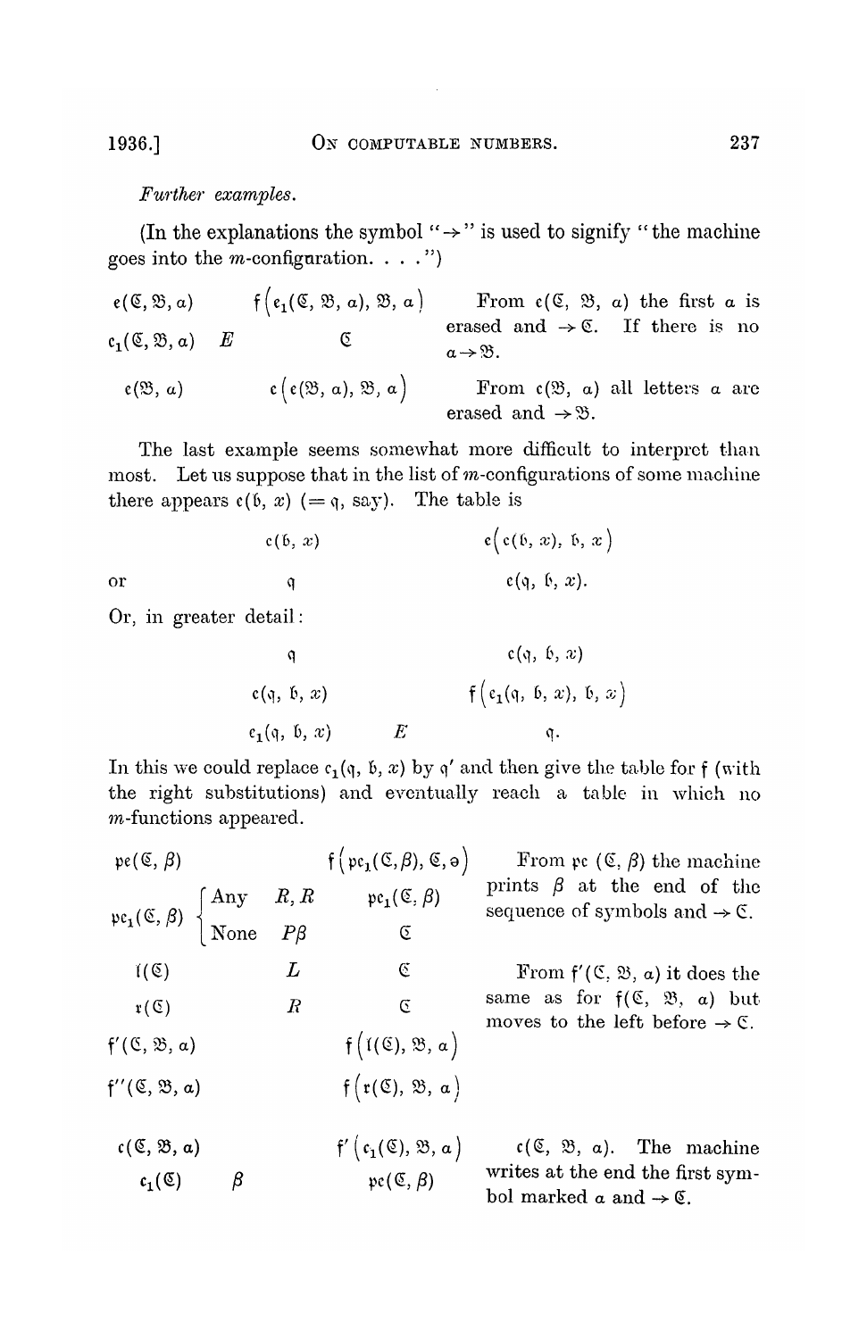*Further examples.*

(In the explanations the symbol "→" is used to signify "the machine goes into the *m*-configuration. . . .")

| | | | |
|---|---|---|---|
| $\mathfrak{e}(\mathfrak{C}, \mathfrak{B}, \alpha)$ | | $\mathfrak{f}\left(\mathfrak{e}_1(\mathfrak{C}, \mathfrak{B}, \alpha), \mathfrak{B}, \alpha\right)$ | From $\mathfrak{e}(\mathfrak{C}, \mathfrak{B}, \alpha)$ the first $\alpha$ is erased and $\rightarrow \mathfrak{C}$. If there is no $\alpha \rightarrow \mathfrak{B}$. |
| $\mathfrak{e}_1(\mathfrak{C}, \mathfrak{B}, \alpha)$ | $E$ | $\mathfrak{C}$ | |
| $\mathfrak{e}(\mathfrak{B}, \alpha)$ | | $\mathfrak{e}\left(\mathfrak{e}(\mathfrak{B}, \alpha), \mathfrak{B}, \alpha\right)$ | From $\mathfrak{e}(\mathfrak{B}, \alpha)$ all letters $\alpha$ are erased and $\rightarrow \mathfrak{B}$. |

The last example seems somewhat more difficult to interpret than most. Let us suppose that in the list of *m*-configurations of some machine there appears $\mathfrak{e}(\mathfrak{b}, x)$ $(= \mathfrak{q}$, say). The table is

$$\mathfrak{e}(\mathfrak{b}, x) \qquad \mathfrak{e}\left(\mathfrak{e}(\mathfrak{b}, x), \mathfrak{b}, x\right)$$

or

$$\mathfrak{q} \qquad \mathfrak{e}(\mathfrak{q}, \mathfrak{b}, x).$$

Or, in greater detail:

| | | |
|---|---|---|
| $\mathfrak{q}$ | | $\mathfrak{e}(\mathfrak{q}, \mathfrak{b}, x)$ |
| $\mathfrak{e}(\mathfrak{q}, \mathfrak{b}, x)$ | | $\mathfrak{f}\left(\mathfrak{e}_1(\mathfrak{q}, \mathfrak{b}, x), \mathfrak{b}, x\right)$ |
| $\mathfrak{e}_1(\mathfrak{q}, \mathfrak{b}, x)$ | $E$ | $\mathfrak{q}$. |

In this we could replace $\mathfrak{e}_1(\mathfrak{q}, \mathfrak{b}, x)$ by $\mathfrak{q}'$ and then give the table for $\mathfrak{f}$ (with the right substitutions) and eventually reach a table in which no *m*-functions appeared.

| | | | | |
|---|---|---|---|---|
| $\mathfrak{pe}(\mathfrak{C}, \beta)$ | | | $\mathfrak{f}\left(\mathfrak{pe}_1(\mathfrak{C}, \beta), \mathfrak{C}, \mathrm{ə}\right)$ | From $\mathfrak{pe}(\mathfrak{C}, \beta)$ the machine prints $\beta$ at the end of the sequence of symbols and $\rightarrow \mathfrak{C}$. |
| $\mathfrak{pe}_1(\mathfrak{C}, \beta)$ | Any | $R, R$ | $\mathfrak{pe}_1(\mathfrak{C}, \beta)$ | |
| | None | $P\beta$ | $\mathfrak{C}$ | |
| $\mathfrak{l}(\mathfrak{C})$ | | $L$ | $\mathfrak{C}$ | From $\mathfrak{f}'(\mathfrak{C}, \mathfrak{B}, \alpha)$ it does the same as for $\mathfrak{f}(\mathfrak{C}, \mathfrak{B}, \alpha)$ but moves to the left before $\rightarrow \mathfrak{C}$. |
| $\mathfrak{r}(\mathfrak{C})$ | | $R$ | $\mathfrak{C}$ | |
| $\mathfrak{f}'(\mathfrak{C}, \mathfrak{B}, \alpha)$ | | | $\mathfrak{f}\left(\mathfrak{l}(\mathfrak{C}), \mathfrak{B}, \alpha\right)$ | |
| $\mathfrak{f}''(\mathfrak{C}, \mathfrak{B}, \alpha)$ | | | $\mathfrak{f}\left(\mathfrak{r}(\mathfrak{C}), \mathfrak{B}, \alpha\right)$ | |
| $\mathfrak{c}(\mathfrak{C}, \mathfrak{B}, \alpha)$ | | | $\mathfrak{f}'\left(\mathfrak{c}_1(\mathfrak{C}), \mathfrak{B}, \alpha\right)$ | $\mathfrak{c}(\mathfrak{C}, \mathfrak{B}, \alpha)$. The machine writes at the end the first symbol marked $\alpha$ and $\rightarrow \mathfrak{C}$. |
| $\mathfrak{c}_1(\mathfrak{C})$ | $\beta$ | | $\mathfrak{pe}(\mathfrak{C}, \beta)$ | |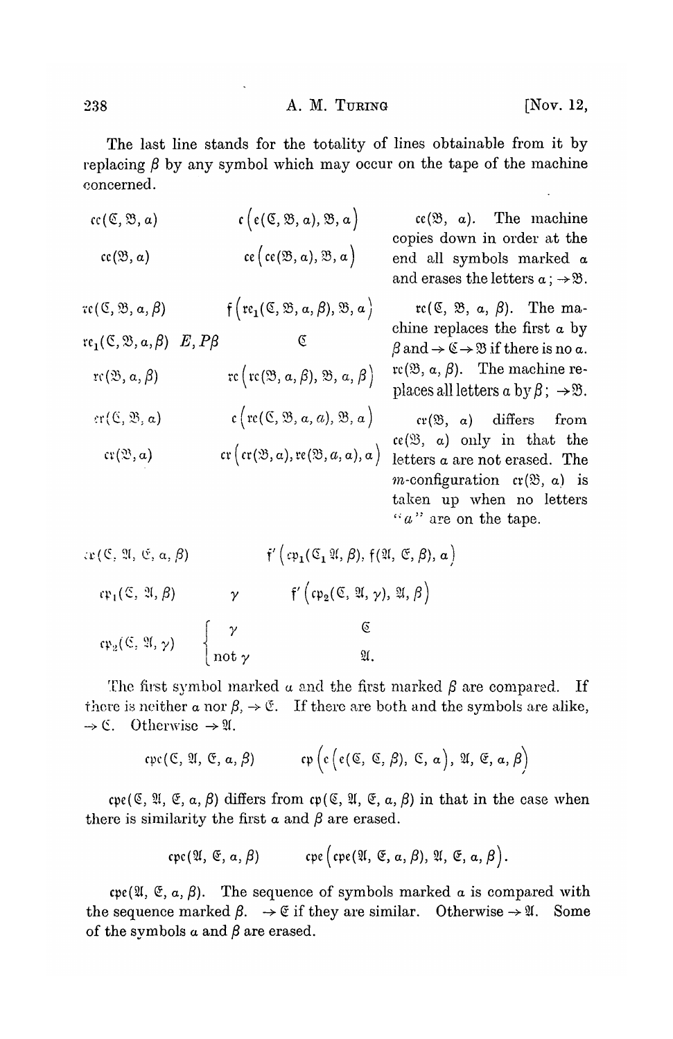The last line stands for the totality of lines obtainable from it by replacing $\beta$ by any symbol which may occur on the tape of the machine concerned.

| | | | |
|---|---|---|---|
| $\mathfrak{ce}(\mathfrak{C}, \mathfrak{B}, \alpha)$ | | $\mathfrak{c}\big(\mathfrak{e}(\mathfrak{C}, \mathfrak{B}, \alpha), \mathfrak{B}, \alpha\big)$ | $\mathfrak{ce}(\mathfrak{B}, \alpha)$. The machine copies down in order at the end all symbols marked $\alpha$ and erases the letters $\alpha$; $\to \mathfrak{B}$. |
| $\mathfrak{ce}(\mathfrak{B}, \alpha)$ | | $\mathfrak{ce}\big(\mathfrak{ce}(\mathfrak{B}, \alpha), \mathfrak{B}, \alpha\big)$ | |
| $\mathfrak{re}(\mathfrak{C}, \mathfrak{B}, \alpha, \beta)$ | | $\mathfrak{f}\big(\mathfrak{re}_1(\mathfrak{C}, \mathfrak{B}, \alpha, \beta), \mathfrak{B}, \alpha\big)$ | $\mathfrak{re}(\mathfrak{C}, \mathfrak{B}, \alpha, \beta)$. The machine replaces the first $\alpha$ by $\beta$ and $\to \mathfrak{C} \to \mathfrak{B}$ if there is no $\alpha$. |
| $\mathfrak{re}_1(\mathfrak{C}, \mathfrak{B}, \alpha, \beta)$ | $E, P\beta$ | $\mathfrak{C}$ | |
| $\mathfrak{re}(\mathfrak{B}, \alpha, \beta)$ | | $\mathfrak{re}\big(\mathfrak{re}(\mathfrak{B}, \alpha, \beta), \mathfrak{B}, \alpha, \beta\big)$ | $\mathfrak{re}(\mathfrak{B}, \alpha, \beta)$. The machine replaces all letters $\alpha$ by $\beta$; $\to \mathfrak{B}$. |
| $\mathfrak{cr}(\mathfrak{C}, \mathfrak{B}, \alpha)$ | | $\mathfrak{c}\big(\mathfrak{re}(\mathfrak{C}, \mathfrak{B}, \alpha, a), \mathfrak{B}, \alpha\big)$ | $\mathfrak{cr}(\mathfrak{B}, \alpha)$ differs from $\mathfrak{ce}(\mathfrak{B}, \alpha)$ only in that the letters $\alpha$ are not erased. The $m$-configuration $\mathfrak{cr}(\mathfrak{B}, \alpha)$ is taken up when no letters "$a$" are on the tape. |
| $\mathfrak{cr}(\mathfrak{B}, \alpha)$ | | $\mathfrak{cr}\big(\mathfrak{cr}(\mathfrak{B}, \alpha), \mathfrak{re}(\mathfrak{B}, a, \alpha), \alpha\big)$ | |

| | | |
|---|---|---|
| $\mathfrak{cp}(\mathfrak{C}, \mathfrak{A}, \mathfrak{E}, \alpha, \beta)$ | | $\mathfrak{f}'\big(\mathfrak{cp}_1(\mathfrak{C}_1 \mathfrak{A}, \beta), \mathfrak{f}(\mathfrak{A}, \mathfrak{E}, \beta), \alpha\big)$ |
| $\mathfrak{cp}_1(\mathfrak{C}, \mathfrak{A}, \beta)$ | $\gamma$ | $\mathfrak{f}'\big(\mathfrak{cp}_2(\mathfrak{C}, \mathfrak{A}, \gamma), \mathfrak{A}, \beta\big)$ |
| $\mathfrak{cp}_2(\mathfrak{C}, \mathfrak{A}, \gamma)$ | $\gamma$ | $\mathfrak{C}$ |
| | not $\gamma$ | $\mathfrak{A}$. |

The first symbol marked $\alpha$ and the first marked $\beta$ are compared. If there is neither $\alpha$ nor $\beta$, $\to \mathfrak{E}$. If there are both and the symbols are alike, $\to \mathfrak{C}$. Otherwise $\to \mathfrak{A}$.

$$\mathfrak{cpe}(\mathfrak{C}, \mathfrak{A}, \mathfrak{E}, \alpha, \beta) \qquad \mathfrak{cp}\Big(\mathfrak{e}\big(\mathfrak{e}(\mathfrak{C}, \mathfrak{C}, \beta), \mathfrak{C}, \alpha\big), \mathfrak{A}, \mathfrak{E}, \alpha, \beta\Big)$$

$\mathfrak{cpe}(\mathfrak{C}, \mathfrak{A}, \mathfrak{E}, \alpha, \beta)$ differs from $\mathfrak{cp}(\mathfrak{C}, \mathfrak{A}, \mathfrak{E}, \alpha, \beta)$ in that in the case when there is similarity the first $\alpha$ and $\beta$ are erased.

$$\mathfrak{cpe}(\mathfrak{A}, \mathfrak{E}, \alpha, \beta) \qquad \mathfrak{cpe}\big(\mathfrak{cpe}(\mathfrak{A}, \mathfrak{E}, \alpha, \beta), \mathfrak{A}, \mathfrak{E}, \alpha, \beta\big).$$

$\mathfrak{cpe}(\mathfrak{A}, \mathfrak{E}, \alpha, \beta)$. The sequence of symbols marked $\alpha$ is compared with the sequence marked $\beta$. $\to \mathfrak{E}$ if they are similar. Otherwise $\to \mathfrak{A}$. Some of the symbols $\alpha$ and $\beta$ are erased.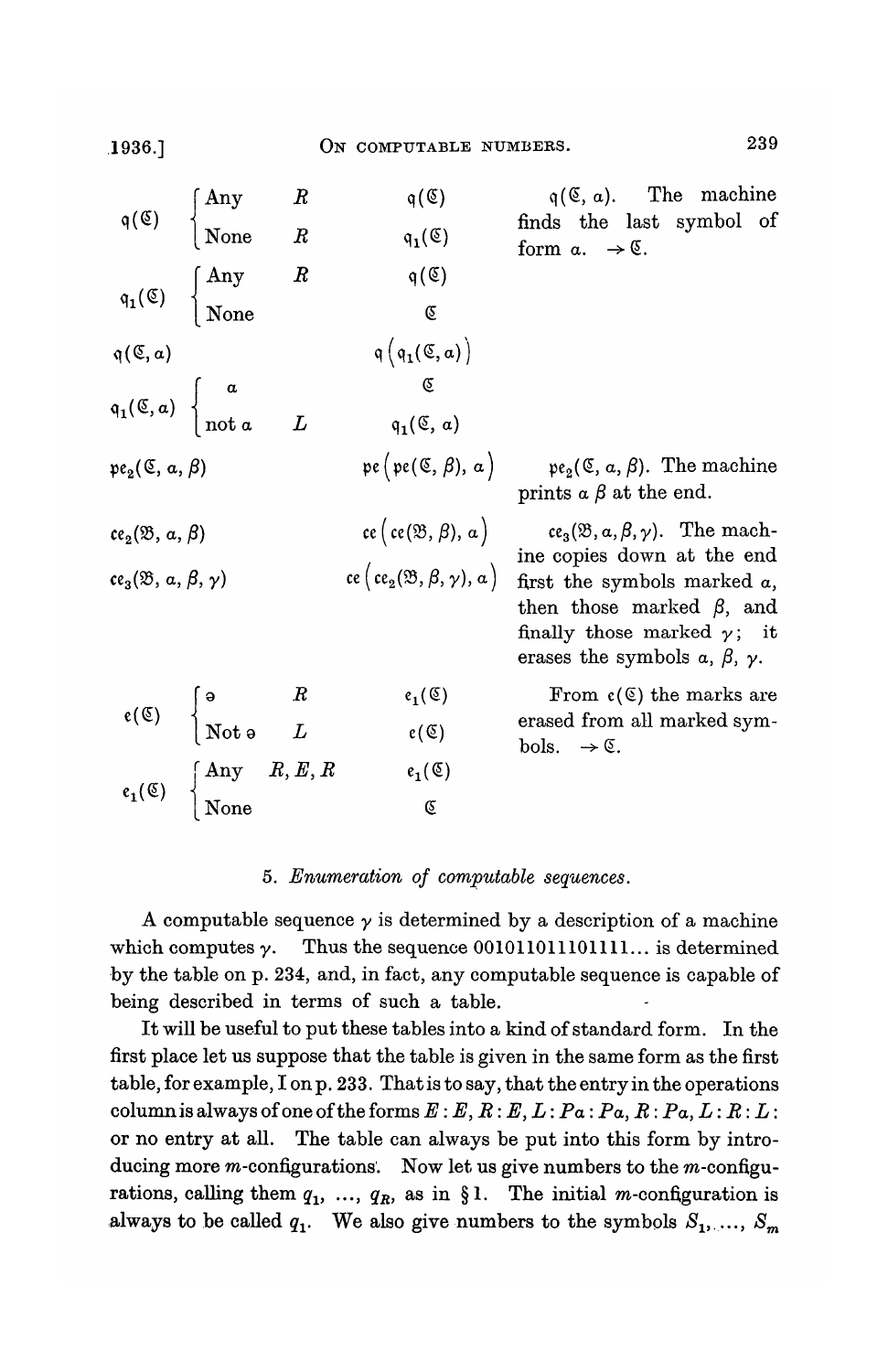| | | | | |
|---|---|---|---|---|
| $\mathfrak{q}(\mathfrak{C})$ | Any | $R$ | $\mathfrak{q}(\mathfrak{C})$ | $\mathfrak{q}(\mathfrak{C}, \alpha)$. The machine finds the last symbol of form $\alpha$. $\rightarrow \mathfrak{C}$. |
| | None | $R$ | $\mathfrak{q}_1(\mathfrak{C})$ | |
| $\mathfrak{q}_1(\mathfrak{C})$ | Any | $R$ | $\mathfrak{q}(\mathfrak{C})$ | |
| | None | | $\mathfrak{C}$ | |
| $\mathfrak{q}(\mathfrak{C}, \alpha)$ | | | $\mathfrak{q}(\mathfrak{q}_1(\mathfrak{C}, \alpha))$ | |
| $\mathfrak{q}_1(\mathfrak{C}, \alpha)$ | $\alpha$ | | $\mathfrak{C}$ | |
| | not $\alpha$ | $L$ | $\mathfrak{q}_1(\mathfrak{C}, \alpha)$ | |
| $\mathfrak{pe}_2(\mathfrak{C}, \alpha, \beta)$ | | | $\mathfrak{pe}(\mathfrak{pe}(\mathfrak{C}, \beta), \alpha)$ | $\mathfrak{pe}_2(\mathfrak{C}, \alpha, \beta)$. The machine prints $\alpha\ \beta$ at the end. |
| $\mathfrak{ce}_2(\mathfrak{B}, \alpha, \beta)$ | | | $\mathfrak{ce}(\mathfrak{ce}(\mathfrak{B}, \beta), \alpha)$ | $\mathfrak{ce}_3(\mathfrak{B}, \alpha, \beta, \gamma)$. The machine copies down at the end first the symbols marked $\alpha$, then those marked $\beta$, and finally those marked $\gamma$; it erases the symbols $\alpha$, $\beta$, $\gamma$. |
| $\mathfrak{ce}_3(\mathfrak{B}, \alpha, \beta, \gamma)$ | | | $\mathfrak{ce}(\mathfrak{ce}_2(\mathfrak{B}, \beta, \gamma), \alpha)$ | |
| $\mathfrak{e}(\mathfrak{C})$ | ə | $R$ | $\mathfrak{e}_1(\mathfrak{C})$ | From $\mathfrak{e}(\mathfrak{C})$ the marks are erased from all marked symbols. $\rightarrow \mathfrak{C}$. |
| | Not ə | $L$ | $\mathfrak{e}(\mathfrak{C})$ | |
| $\mathfrak{e}_1(\mathfrak{C})$ | Any | $R, E, R$ | $\mathfrak{e}_1(\mathfrak{C})$ | |
| | None | | $\mathfrak{C}$ | |

### 5. *Enumeration of computable sequences.*

A computable sequence $\gamma$ is determined by a description of a machine which computes $\gamma$. Thus the sequence 001011011101111... is determined by the table on p. 234, and, in fact, any computable sequence is capable of being described in terms of such a table.

It will be useful to put these tables into a kind of standard form. In the first place let us suppose that the table is given in the same form as the first table, for example, I on p. 233. That is to say, that the entry in the operations column is always of one of the forms $E : E, R : E, L : Pa : Pa, R : Pa, L : R : L :$ or no entry at all. The table can always be put into this form by introducing more $m$-configurations. Now let us give numbers to the $m$-configurations, calling them $q_1, \ldots, q_R$, as in § 1. The initial $m$-configuration is always to be called $q_1$. We also give numbers to the symbols $S_1, \ldots, S_m$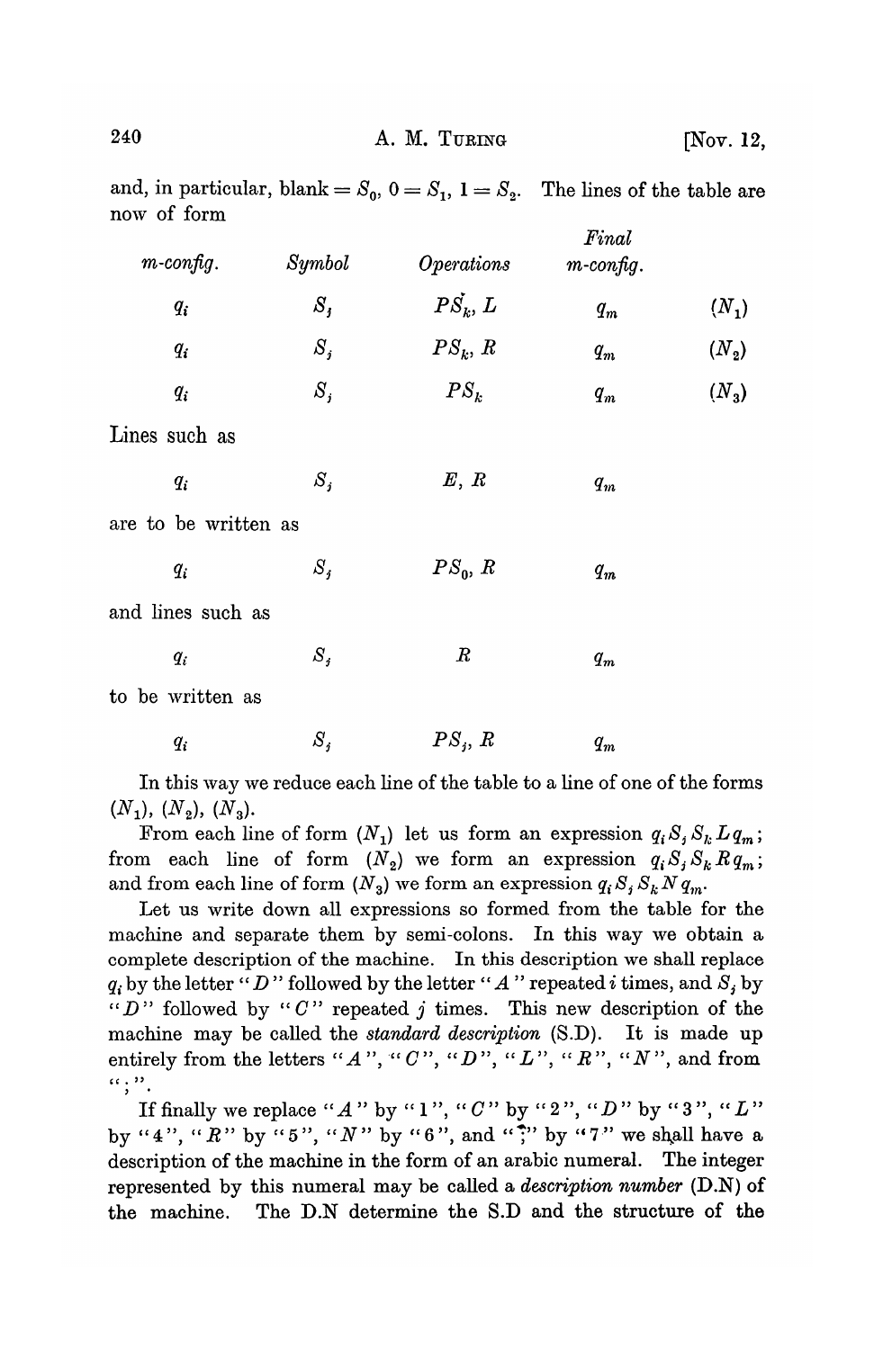and, in particular, blank $= S_0$, $0 = S_1$, $1 = S_2$. The lines of the table are now of form

| *m-config.* | *Symbol* | *Operations* | *Final m-config.* | |
|---|---|---|---|---|
| $q_i$ | $S_j$ | $PS_k, L$ | $q_m$ | $(N_1)$ |
| $q_i$ | $S_j$ | $PS_k, R$ | $q_m$ | $(N_2)$ |
| $q_i$ | $S_j$ | $PS_k$ | $q_m$ | $(N_3)$ |

Lines such as

| | | | |
|---|---|---|---|
| $q_i$ | $S_j$ | $E, R$ | $q_m$ |

are to be written as

| | | | |
|---|---|---|---|
| $q_i$ | $S_j$ | $PS_0, R$ | $q_m$ |

and lines such as

| | | | |
|---|---|---|---|
| $q_i$ | $S_j$ | $R$ | $q_m$ |

to be written as

| | | | |
|---|---|---|---|
| $q_i$ | $S_j$ | $PS_j, R$ | $q_m$ |

In this way we reduce each line of the table to a line of one of the forms $(N_1)$, $(N_2)$, $(N_3)$.

From each line of form $(N_1)$ let us form an expression $q_i S_j S_k L q_m$; from each line of form $(N_2)$ we form an expression $q_i S_j S_k R q_m$; and from each line of form $(N_3)$ we form an expression $q_i S_j S_k N q_m$.

Let us write down all expressions so formed from the table for the machine and separate them by semi-colons. In this way we obtain a complete description of the machine. In this description we shall replace $q_i$ by the letter "$D$" followed by the letter "$A$" repeated $i$ times, and $S_j$ by "$D$" followed by "$C$" repeated $j$ times. This new description of the machine may be called the *standard description* (S.D). It is made up entirely from the letters "$A$", "$C$", "$D$", "$L$", "$R$", "$N$", and from ";".

If finally we replace "$A$" by "1", "$C$" by "2", "$D$" by "3", "$L$" by "4", "$R$" by "5", "$N$" by "6", and ";" by "7" we shall have a description of the machine in the form of an arabic numeral. The integer represented by this numeral may be called a *description number* (D.N) of the machine. The D.N determine the S.D and the structure of the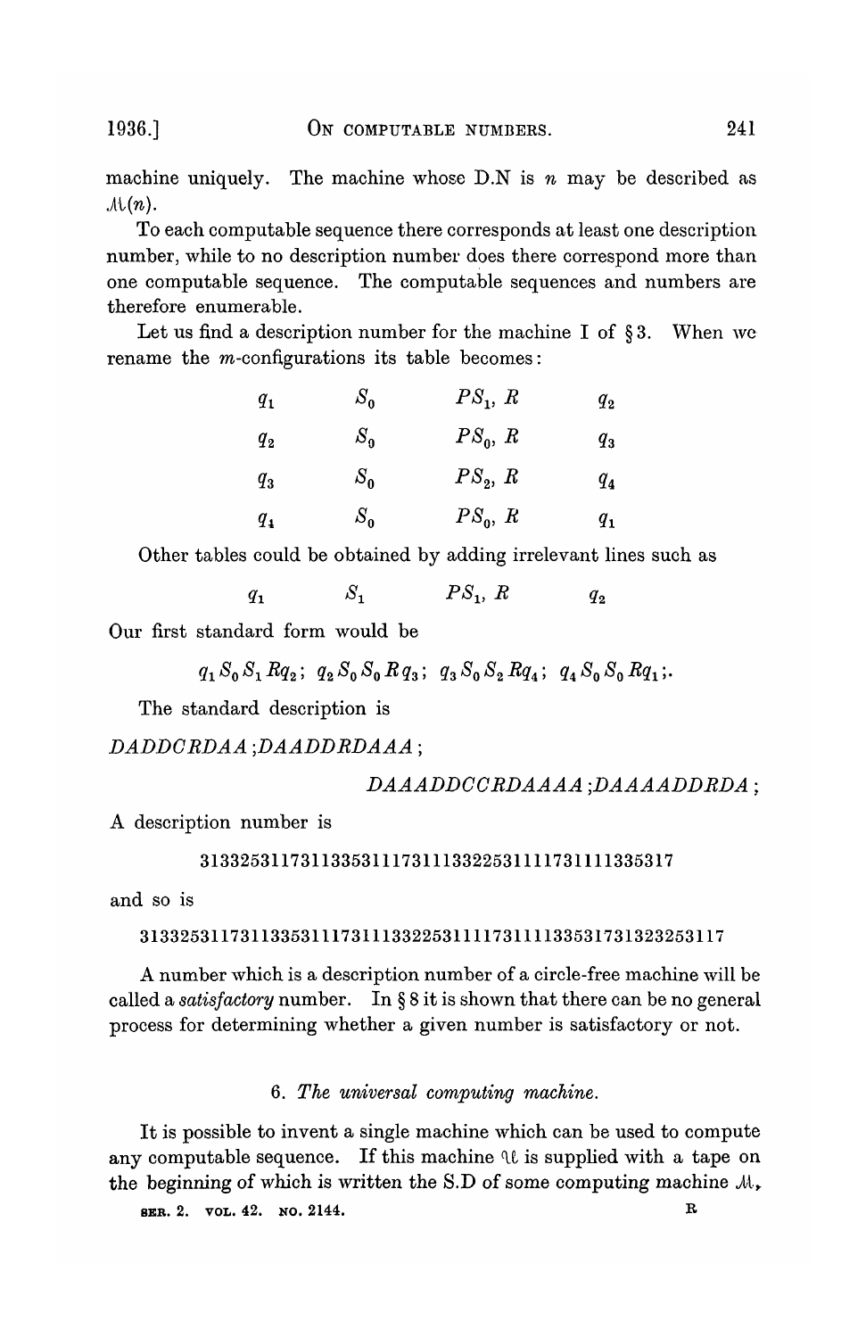machine uniquely. The machine whose D.N is $n$ may be described as $\mathcal{M}(n)$.

To each computable sequence there corresponds at least one description number, while to no description number does there correspond more than one computable sequence. The computable sequences and numbers are therefore enumerable.

Let us find a description number for the machine I of § 3. When we rename the $m$-configurations its table becomes:

| | | | |
|---|---|---|---|
| $q_1$ | $S_0$ | $PS_1, R$ | $q_2$ |
| $q_2$ | $S_0$ | $PS_0, R$ | $q_3$ |
| $q_3$ | $S_0$ | $PS_2, R$ | $q_4$ |
| $q_4$ | $S_0$ | $PS_0, R$ | $q_1$ |

Other tables could be obtained by adding irrelevant lines such as

$$q_1 \quad S_1 \quad PS_1, R \quad q_2$$

Our first standard form would be

$$q_1 S_0 S_1 R q_2; \; q_2 S_0 S_0 R q_3; \; q_3 S_0 S_2 R q_4; \; q_4 S_0 S_0 R q_1;.$$

The standard description is

*DADDCRDAA ;DAADDRDAAA ;*

*DAAADDCCRDAAAA ;DAAAADDRDA ;*

A description number is

31332531173113353111731113322531111731111335317

and so is

3133253117311335311173111332253111173111133531731323253117

A number which is a description number of a circle-free machine will be called a *satisfactory* number. In § 8 it is shown that there can be no general process for determining whether a given number is satisfactory or not.

## 6. *The universal computing machine.*

It is possible to invent a single machine which can be used to compute any computable sequence. If this machine $\mathcal{U}$ is supplied with a tape on the beginning of which is written the S.D of some computing machine $\mathcal{M}$,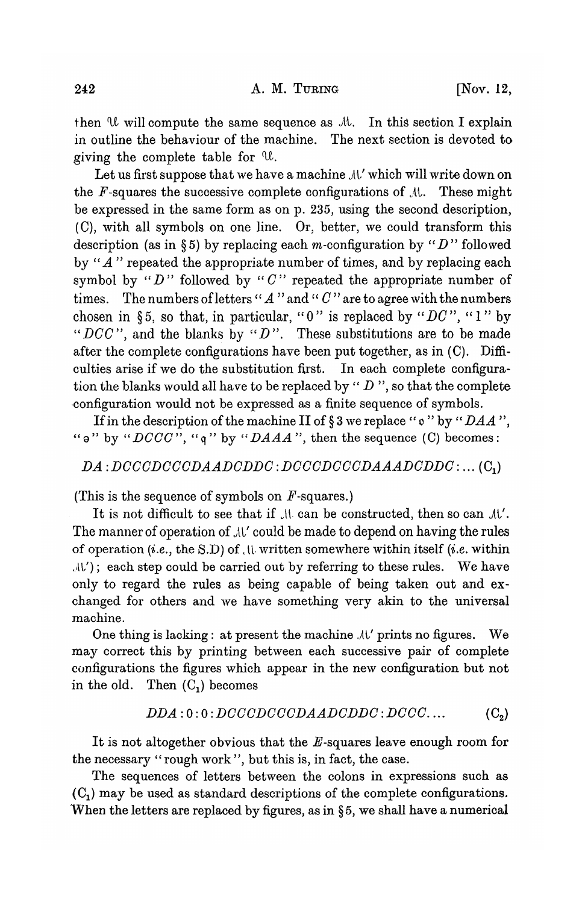then $\mathcal{U}$ will compute the same sequence as $\mathcal{M}$. In this section I explain in outline the behaviour of the machine. The next section is devoted to giving the complete table for $\mathcal{U}$.

Let us first suppose that we have a machine $\mathcal{M}'$ which will write down on the $F$-squares the successive complete configurations of $\mathcal{M}$. These might be expressed in the same form as on p. 235, using the second description, (C), with all symbols on one line. Or, better, we could transform this description (as in § 5) by replacing each $m$-configuration by "$D$" followed by "$A$" repeated the appropriate number of times, and by replacing each symbol by "$D$" followed by "$C$" repeated the appropriate number of times. The numbers of letters "$A$" and "$C$" are to agree with the numbers chosen in § 5, so that, in particular, "0" is replaced by "$DC$", "1" by "$DCC$", and the blanks by "$D$". These substitutions are to be made after the complete configurations have been put together, as in (C). Difficulties arise if we do the substitution first. In each complete configuration the blanks would all have to be replaced by "$D$", so that the complete configuration would not be expressed as a finite sequence of symbols.

If in the description of the machine II of § 3 we replace "$\mathfrak{o}$" by "$DAA$", "ə" by "$DCCC$", "$\mathfrak{q}$" by "$DAAA$", then the sequence (C) becomes:

$$DA : DCCCDCCCDAADCDDC : DCCCDCCCDAAADCDDC : \ldots \quad (C_1)$$

(This is the sequence of symbols on $F$-squares.)

It is not difficult to see that if $\mathcal{M}$ can be constructed, then so can $\mathcal{M}'$. The manner of operation of $\mathcal{M}'$ could be made to depend on having the rules of operation (*i.e.*, the S.D) of $\mathcal{M}$ written somewhere within itself (*i.e.* within $\mathcal{M}'$); each step could be carried out by referring to these rules. We have only to regard the rules as being capable of being taken out and exchanged for others and we have something very akin to the universal machine.

One thing is lacking: at present the machine $\mathcal{M}'$ prints no figures. We may correct this by printing between each successive pair of complete configurations the figures which appear in the new configuration but not in the old. Then $(C_1)$ becomes

$$DDA : 0 : 0 : DCCCDCCCDAADCDDC : DCCC. \ldots \quad (C_2)$$

It is not altogether obvious that the $E$-squares leave enough room for the necessary "rough work", but this is, in fact, the case.

The sequences of letters between the colons in expressions such as $(C_1)$ may be used as standard descriptions of the complete configurations. When the letters are replaced by figures, as in § 5, we shall have a numerical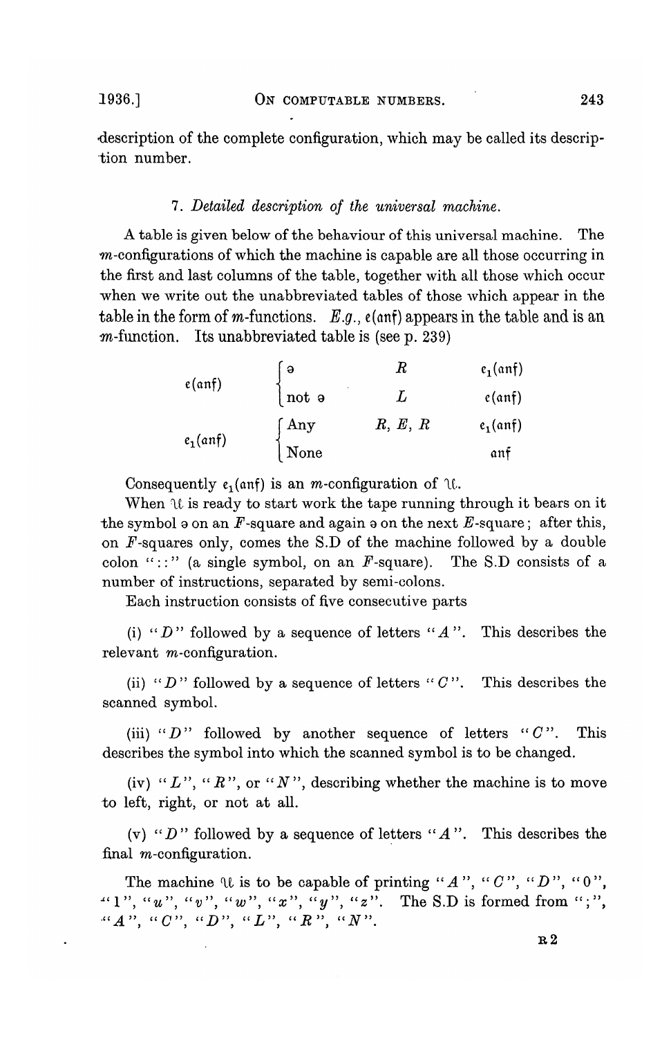description of the complete configuration, which may be called its description number.

### 7. *Detailed description of the universal machine.*

A table is given below of the behaviour of this universal machine. The $m$-configurations of which the machine is capable are all those occurring in the first and last columns of the table, together with all those which occur when we write out the unabbreviated tables of those which appear in the table in the form of $m$-functions. *E.g.*, $\mathfrak{e}(\mathfrak{anf})$ appears in the table and is an $m$-function. Its unabbreviated table is (see p. 239)

| | | | |
|---|---|---|---|
| $\mathfrak{e}(\mathfrak{anf})$ | ə | $R$ | $\mathfrak{e}_1(\mathfrak{anf})$ |
| | not ə | $L$ | $\mathfrak{e}(\mathfrak{anf})$ |
| $\mathfrak{e}_1(\mathfrak{anf})$ | Any | $R, E, R$ | $\mathfrak{e}_1(\mathfrak{anf})$ |
| | None | | $\mathfrak{anf}$ |

Consequently $\mathfrak{e}_1(\mathfrak{anf})$ is an $m$-configuration of $\mathfrak{U}$.

When $\mathfrak{U}$ is ready to start work the tape running through it bears on it the symbol ə on an $F$-square and again ə on the next $E$-square; after this, on $F$-squares only, comes the S.D of the machine followed by a double colon "::" (a single symbol, on an $F$-square). The S.D consists of a number of instructions, separated by semi-colons.

Each instruction consists of five consecutive parts

(i) "$D$" followed by a sequence of letters "$A$". This describes the relevant $m$-configuration.

(ii) "$D$" followed by a sequence of letters "$C$". This describes the scanned symbol.

(iii) "$D$" followed by another sequence of letters "$C$". This describes the symbol into which the scanned symbol is to be changed.

(iv) "$L$", "$R$", or "$N$", describing whether the machine is to move to left, right, or not at all.

(v) "$D$" followed by a sequence of letters "$A$". This describes the final $m$-configuration.

The machine $\mathfrak{U}$ is to be capable of printing "$A$", "$C$", "$D$", "0", "1", "$u$", "$v$", "$w$", "$x$", "$y$", "$z$". The S.D is formed from ";", "$A$", "$C$", "$D$", "$L$", "$R$", "$N$".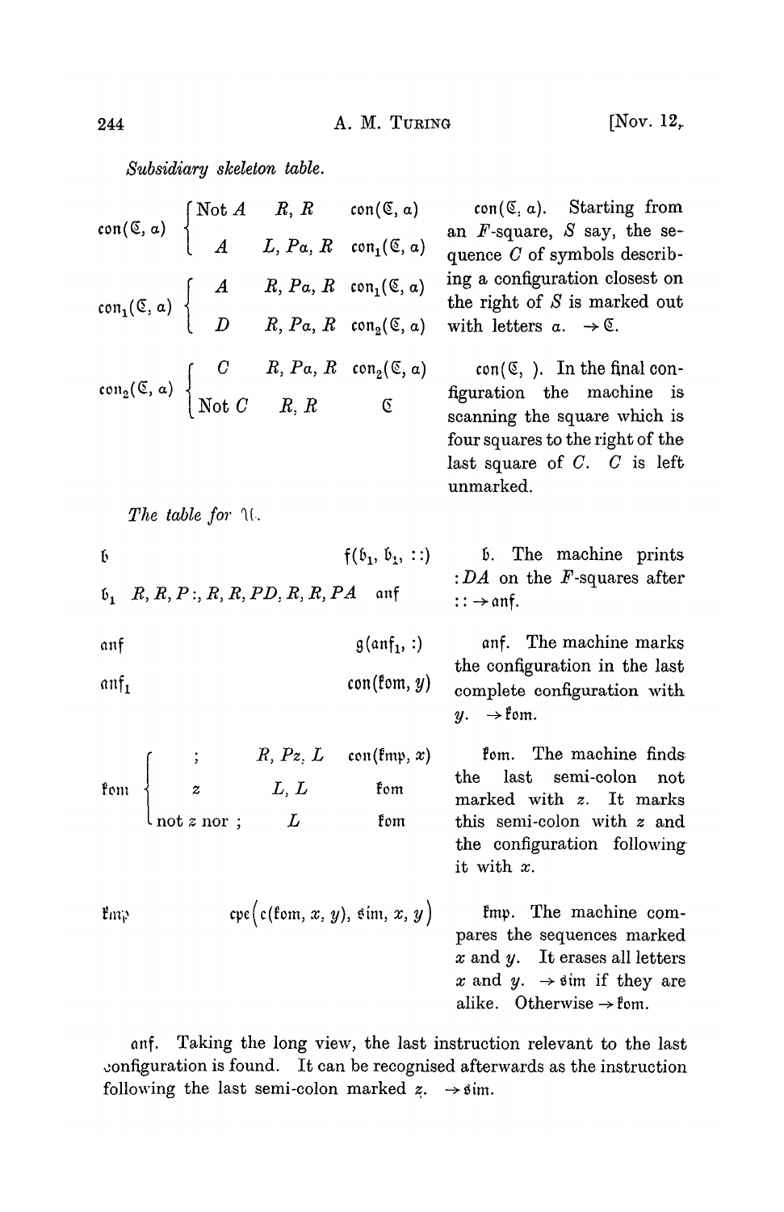*Subsidiary skeleton table.*

| | | | | |
|---|---|---|---|---|
| $\mathfrak{con}(\mathfrak{C}, \alpha)$ | Not $A$ | $R, R$ | $\mathfrak{con}(\mathfrak{C}, \alpha)$ | $\mathfrak{con}(\mathfrak{C}, \alpha)$. Starting from an $F$-square, $S$ say, the sequence $C$ of symbols describing a configuration closest on the right of $S$ is marked out with letters $\alpha$. $\rightarrow \mathfrak{C}$. |
| | $A$ | $L, P\alpha, R$ | $\mathfrak{con}_1(\mathfrak{C}, \alpha)$ | |
| $\mathfrak{con}_1(\mathfrak{C}, \alpha)$ | $A$ | $R, P\alpha, R$ | $\mathfrak{con}_1(\mathfrak{C}, \alpha)$ | |
| | $D$ | $R, P\alpha, R$ | $\mathfrak{con}_2(\mathfrak{C}, \alpha)$ | |
| $\mathfrak{con}_2(\mathfrak{C}, \alpha)$ | $C$ | $R, P\alpha, R$ | $\mathfrak{con}_2(\mathfrak{C}, \alpha)$ | $\mathfrak{con}(\mathfrak{C}, \ )$. In the final configuration the machine is scanning the square which is four squares to the right of the last square of $C$. $C$ is left unmarked. |
| | Not $C$ | $R, R$ | $\mathfrak{C}$ | |

*The table for* $\mathfrak{U}$.

| | | | | |
|---|---|---|---|---|
| $\mathfrak{b}$ | | | $\mathfrak{f}(\mathfrak{b}_1, \mathfrak{b}_1, ::)$ | $\mathfrak{b}$. The machine prints $:DA$ on the $F$-squares after $:: \rightarrow \mathfrak{anf}$. |
| $\mathfrak{b}_1$ | | $R, R, P:, R, R, PD, R, R, PA$ | $\mathfrak{anf}$ | |
| $\mathfrak{anf}$ | | | $\mathfrak{g}(\mathfrak{anf}_1, :)$ | $\mathfrak{anf}$. The machine marks the configuration in the last complete configuration with $y$. $\rightarrow \mathfrak{fom}$. |
| $\mathfrak{anf}_1$ | | | $\mathfrak{con}(\mathfrak{fom}, y)$ | |
| $\mathfrak{fom}$ | ; | $R, Pz, L$ | $\mathfrak{con}(\mathfrak{fmp}, x)$ | $\mathfrak{fom}$. The machine finds the last semi-colon not marked with $z$. It marks this semi-colon with $z$ and the configuration following it with $x$. |
| | $z$ | $L, L$ | $\mathfrak{fom}$ | |
| | not $z$ nor ; | $L$ | $\mathfrak{fom}$ | |
| $\mathfrak{fmp}$ | | | $\mathfrak{cpe}\big(\mathfrak{c}(\mathfrak{fom}, x, y), \mathfrak{sim}, x, y\big)$ | $\mathfrak{fmp}$. The machine compares the sequences marked $x$ and $y$. It erases all letters $x$ and $y$. $\rightarrow \mathfrak{sim}$ if they are alike. Otherwise $\rightarrow \mathfrak{fom}$. |

$\mathfrak{anf}$. Taking the long view, the last instruction relevant to the last configuration is found. It can be recognised afterwards as the instruction following the last semi-colon marked $z$. $\rightarrow \mathfrak{sim}$.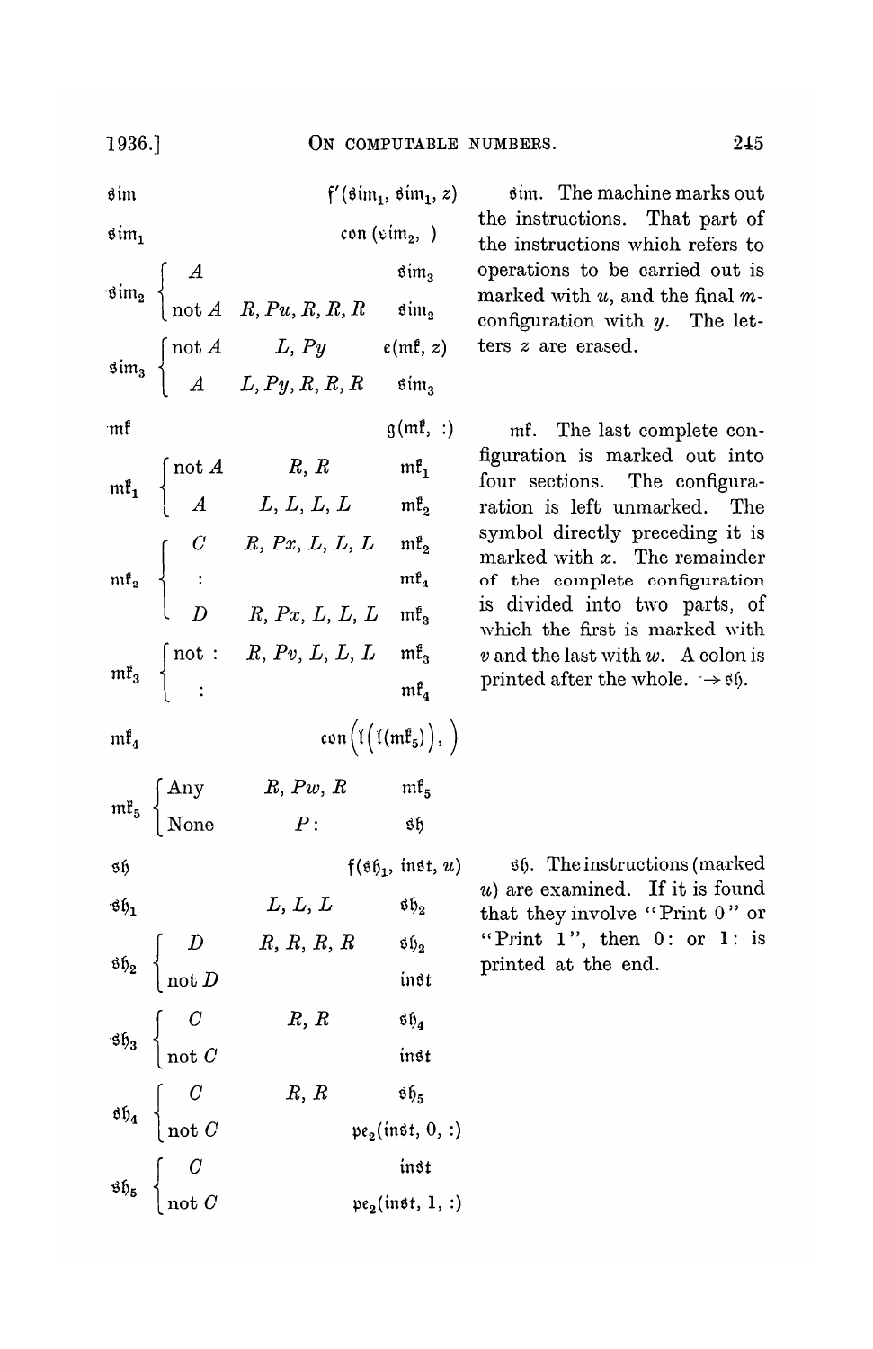| m-config. | Symbol | Operations | Final m-config. | |
|---|---|---|---|---|
| $\mathfrak{sim}$ | | | $\mathfrak{f}'(\mathfrak{sim}_1, \mathfrak{sim}_1, z)$ | $\mathfrak{sim}$. The machine marks out the instructions. That part of the instructions which refers to operations to be carried out is marked with $u$, and the final $m$-configuration with $y$. The letters $z$ are erased. |
| $\mathfrak{sim}_1$ | | | $\mathfrak{con}(\mathfrak{sim}_2, \ )$ | |
| $\mathfrak{sim}_2$ | $A$ | | $\mathfrak{sim}_3$ | |
| | not $A$ | $R, Pu, R, R, R$ | $\mathfrak{sim}_2$ | |
| $\mathfrak{sim}_3$ | not $A$ | $L, Py$ | $\mathfrak{e}(\mathfrak{mk}, z)$ | |
| | $A$ | $L, Py, R, R, R$ | $\mathfrak{sim}_3$ | |
| $\mathfrak{mk}$ | | | $\mathfrak{g}(\mathfrak{mk}, :)$ | $\mathfrak{mk}$. The last complete configuration is marked out into four sections. The configuration is left unmarked. The symbol directly preceding it is marked with $x$. The remainder of the complete configuration is divided into two parts, of which the first is marked with $v$ and the last with $w$. A colon is printed after the whole. $\rightarrow \mathfrak{sh}$. |
| $\mathfrak{mk}_1$ | not $A$ | $R, R$ | $\mathfrak{mk}_1$ | |
| | $A$ | $L, L, L, L$ | $\mathfrak{mk}_2$ | |
| $\mathfrak{mk}_2$ | $C$ | $R, Px, L, L, L$ | $\mathfrak{mk}_2$ | |
| | : | | $\mathfrak{mk}_4$ | |
| | $D$ | $R, Px, L, L, L$ | $\mathfrak{mk}_3$ | |
| $\mathfrak{mk}_3$ | not : | $R, Pv, L, L, L$ | $\mathfrak{mk}_3$ | |
| | : | | $\mathfrak{mk}_4$ | |
| $\mathfrak{mk}_4$ | | | $\mathfrak{con}\big(\mathfrak{l}\big(\mathfrak{l}(\mathfrak{mk}_5)\big), \ \big)$ | |
| $\mathfrak{mk}_5$ | Any | $R, Pw, R$ | $\mathfrak{mk}_5$ | |
| | None | $P:$ | $\mathfrak{sh}$ | |
| $\mathfrak{sh}$ | | | $\mathfrak{f}(\mathfrak{sh}_1, \mathfrak{inst}, u)$ | $\mathfrak{sh}$. The instructions (marked $u$) are examined. If it is found that they involve "Print 0" or "Print 1", then 0: or 1: is printed at the end. |
| $\mathfrak{sh}_1$ | | $L, L, L$ | $\mathfrak{sh}_2$ | |
| $\mathfrak{sh}_2$ | $D$ | $R, R, R, R$ | $\mathfrak{sh}_2$ | |
| | not $D$ | | $\mathfrak{inst}$ | |
| $\mathfrak{sh}_3$ | $C$ | $R, R$ | $\mathfrak{sh}_4$ | |
| | not $C$ | | $\mathfrak{inst}$ | |
| $\mathfrak{sh}_4$ | $C$ | $R, R$ | $\mathfrak{sh}_5$ | |
| | not $C$ | | $\mathfrak{pe}_2(\mathfrak{inst}, 0, :)$ | |
| $\mathfrak{sh}_5$ | $C$ | | $\mathfrak{inst}$ | |
| | not $C$ | | $\mathfrak{pe}_2(\mathfrak{inst}, 1, :)$ | |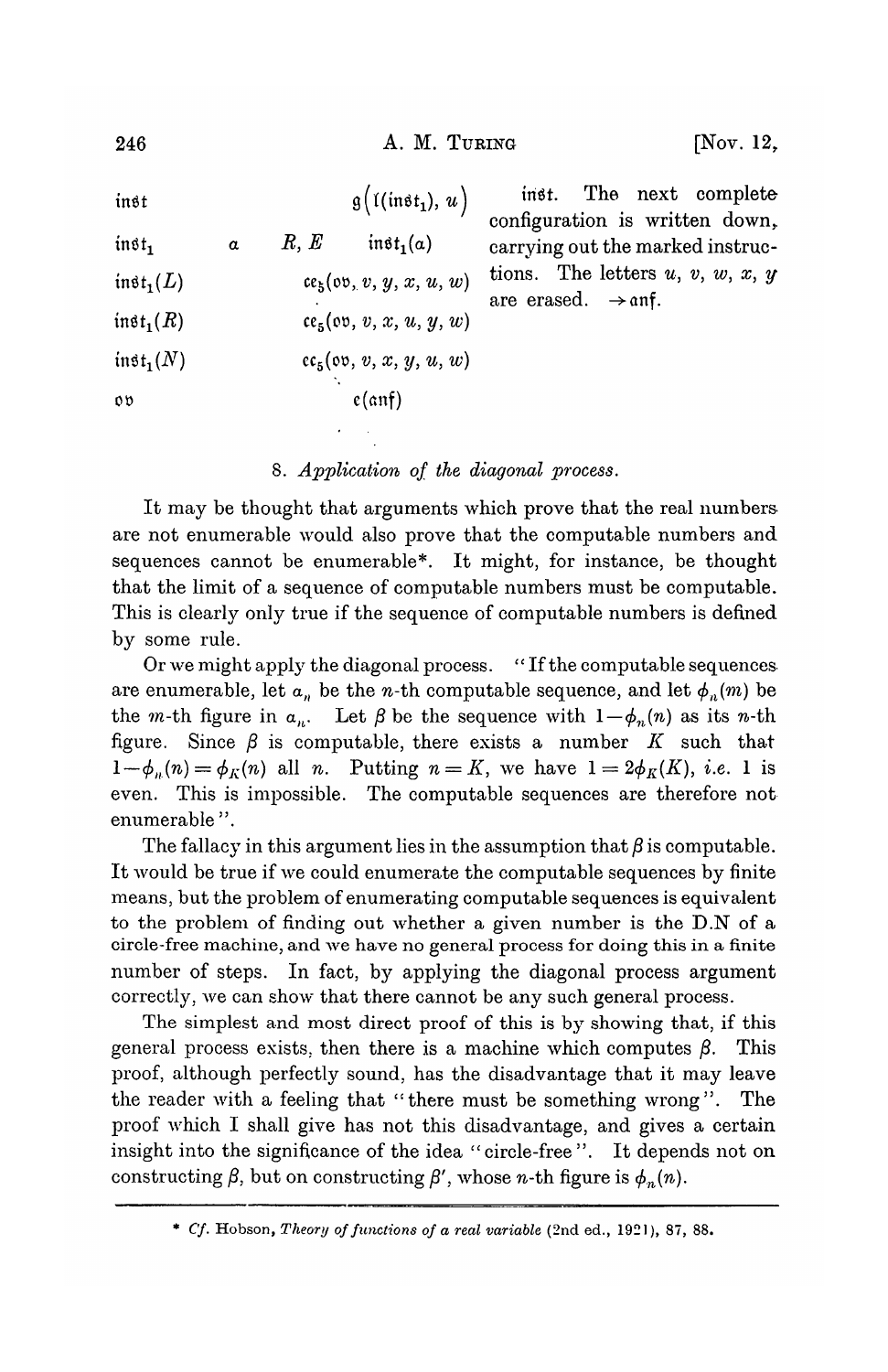| | | | |
|---|---|---|---|
| $\mathfrak{inst}$ | | $\mathfrak{g}\big(\mathfrak{l}(\mathfrak{inst}_1), u\big)$ | $\mathfrak{inst}$. The next complete configuration is written down, carrying out the marked instructions. The letters $u, v, w, x, y$ are erased. $\rightarrow \mathfrak{anf}$. |
| $\mathfrak{inst}_1$ | $\alpha$ | $R, E \quad \mathfrak{inst}_1(\alpha)$ | |
| $\mathfrak{inst}_1(L)$ | | $\mathfrak{ce}_5(\mathfrak{ov}, v, y, x, u, w)$ | |
| $\mathfrak{inst}_1(R)$ | | $\mathfrak{ce}_5(\mathfrak{ov}, v, x, u, y, w)$ | |
| $\mathfrak{inst}_1(N)$ | | $\mathfrak{ce}_5(\mathfrak{ov}, v, x, y, u, w)$ | |
| $\mathfrak{ov}$ | | $\mathfrak{e}(\mathfrak{anf})$ | |

## 8. *Application of the diagonal process.*

It may be thought that arguments which prove that the real numbers are not enumerable would also prove that the computable numbers and sequences cannot be enumerable*. It might, for instance, be thought that the limit of a sequence of computable numbers must be computable. This is clearly only true if the sequence of computable numbers is defined by some rule.

Or we might apply the diagonal process. "If the computable sequences are enumerable, let $\alpha_n$ be the $n$-th computable sequence, and let $\phi_n(m)$ be the $m$-th figure in $\alpha_n$. Let $\beta$ be the sequence with $1-\phi_n(n)$ as its $n$-th figure. Since $\beta$ is computable, there exists a number $K$ such that $1-\phi_n(n) = \phi_K(n)$ all $n$. Putting $n = K$, we have $1 = 2\phi_K(K)$, *i.e.* 1 is even. This is impossible. The computable sequences are therefore not enumerable".

The fallacy in this argument lies in the assumption that $\beta$ is computable. It would be true if we could enumerate the computable sequences by finite means, but the problem of enumerating computable sequences is equivalent to the problem of finding out whether a given number is the D.N of a circle-free machine, and we have no general process for doing this in a finite number of steps. In fact, by applying the diagonal process argument correctly, we can show that there cannot be any such general process.

The simplest and most direct proof of this is by showing that, if this general process exists, then there is a machine which computes $\beta$. This proof, although perfectly sound, has the disadvantage that it may leave the reader with a feeling that "there must be something wrong". The proof which I shall give has not this disadvantage, and gives a certain insight into the significance of the idea "circle-free". It depends not on constructing $\beta$, but on constructing $\beta'$, whose $n$-th figure is $\phi_n(n)$.

---

\* *Cf.* Hobson, *Theory of functions of a real variable* (2nd ed., 1921), 87, 88.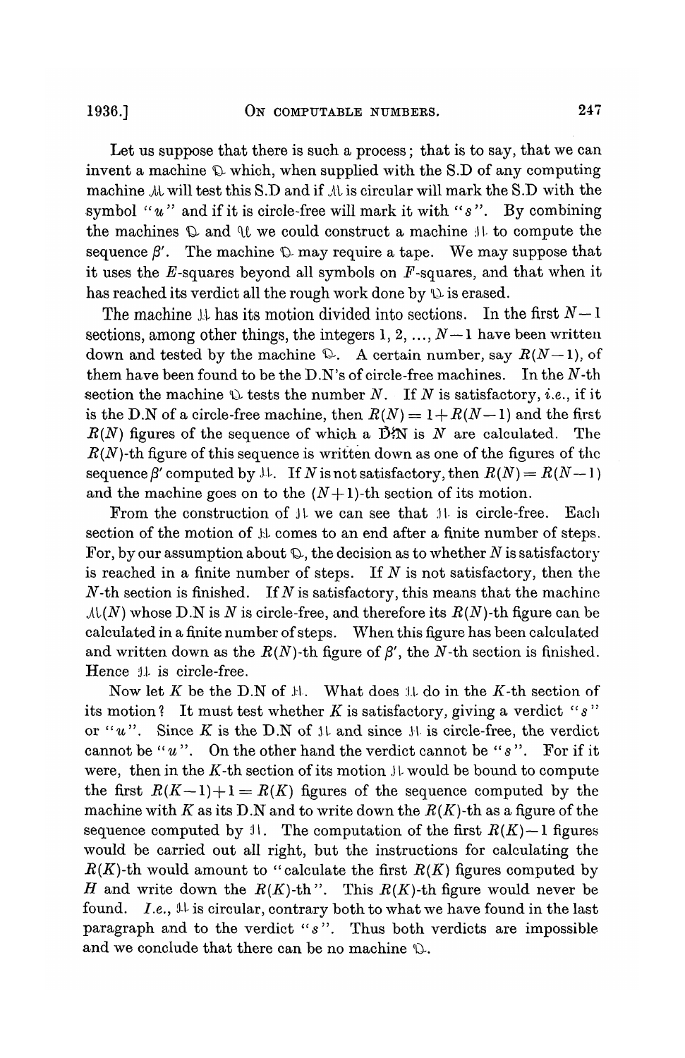Let us suppose that there is such a process; that is to say, that we can invent a machine $\mathcal{D}$ which, when supplied with the S.D of any computing machine $\mathcal{M}$ will test this S.D and if $\mathcal{M}$ is circular will mark the S.D with the symbol "$u$" and if it is circle-free will mark it with "$s$". By combining the machines $\mathcal{D}$ and $\mathcal{U}$ we could construct a machine $\mathcal{H}$ to compute the sequence $\beta'$. The machine $\mathcal{D}$ may require a tape. We may suppose that it uses the $E$-squares beyond all symbols on $F$-squares, and that when it has reached its verdict all the rough work done by $\mathcal{D}$ is erased.

The machine $\mathcal{H}$ has its motion divided into sections. In the first $N-1$ sections, among other things, the integers $1, 2, \ldots, N-1$ have been written down and tested by the machine $\mathcal{D}$. A certain number, say $R(N-1)$, of them have been found to be the D.N's of circle-free machines. In the $N$-th section the machine $\mathcal{D}$ tests the number $N$. If $N$ is satisfactory, *i.e.*, if it is the D.N of a circle-free machine, then $R(N) = 1 + R(N-1)$ and the first $R(N)$ figures of the sequence of which a D.N is $N$ are calculated. The $R(N)$-th figure of this sequence is written down as one of the figures of the sequence $\beta'$ computed by $\mathcal{H}$. If $N$ is not satisfactory, then $R(N) = R(N-1)$ and the machine goes on to the $(N+1)$-th section of its motion.

From the construction of $\mathcal{H}$ we can see that $\mathcal{H}$ is circle-free. Each section of the motion of $\mathcal{H}$ comes to an end after a finite number of steps. For, by our assumption about $\mathcal{D}$, the decision as to whether $N$ is satisfactory is reached in a finite number of steps. If $N$ is not satisfactory, then the $N$-th section is finished. If $N$ is satisfactory, this means that the machine $\mathcal{M}(N)$ whose D.N is $N$ is circle-free, and therefore its $R(N)$-th figure can be calculated in a finite number of steps. When this figure has been calculated and written down as the $R(N)$-th figure of $\beta'$, the $N$-th section is finished. Hence $\mathcal{H}$ is circle-free.

Now let $K$ be the D.N of $\mathcal{H}$. What does $\mathcal{H}$ do in the $K$-th section of its motion? It must test whether $K$ is satisfactory, giving a verdict "$s$" or "$u$". Since $K$ is the D.N of $\mathcal{H}$ and since $\mathcal{H}$ is circle-free, the verdict cannot be "$u$". On the other hand the verdict cannot be "$s$". For if it were, then in the $K$-th section of its motion $\mathcal{H}$ would be bound to compute the first $R(K-1)+1 = R(K)$ figures of the sequence computed by the machine with $K$ as its D.N and to write down the $R(K)$-th as a figure of the sequence computed by $\mathcal{H}$. The computation of the first $R(K)-1$ figures would be carried out all right, but the instructions for calculating the $R(K)$-th would amount to "calculate the first $R(K)$ figures computed by $H$ and write down the $R(K)$-th". This $R(K)$-th figure would never be found. *I.e.*, $\mathcal{H}$ is circular, contrary both to what we have found in the last paragraph and to the verdict "$s$". Thus both verdicts are impossible and we conclude that there can be no machine $\mathcal{D}$.